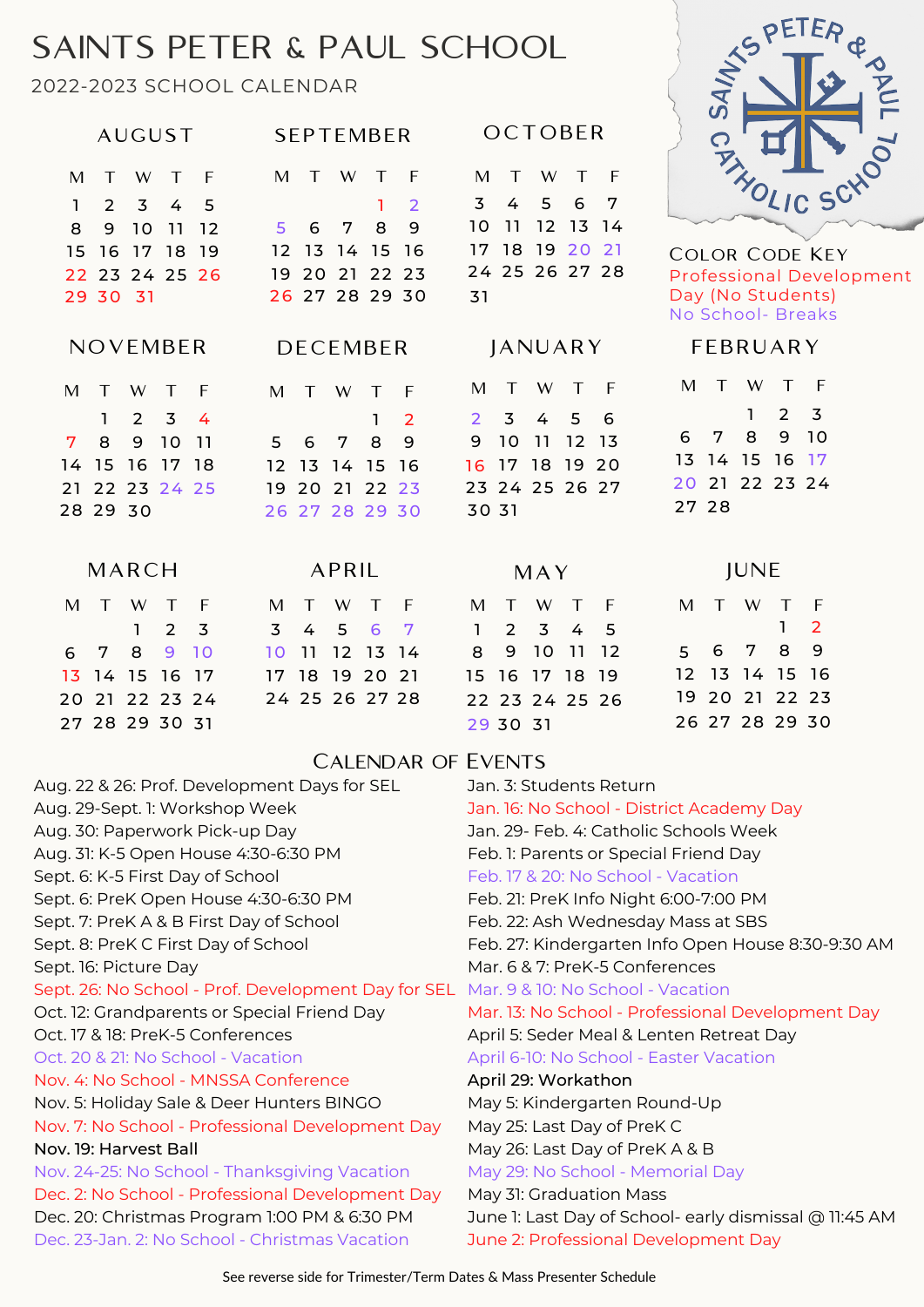# SAINTS PETER & PAUL SCHOOL

## 2022-2023 SCHOOL CALENDAR

### AUGUST

| M | T | W | T | F |
|---|---|---|---|---|
| 1 | 2 | 3 | 4 | 5 |
| 8 | 9 | 10 | 11 | 12 |
| 15 | 16 | 17 | 18 | 19 |
| 22 | 23 | 24 | 25 | 26 |
| 29 | 30 | 31 | | |

### SEPTEMBER

| M | T | W | T | F |
|---|---|---|---|---|
| | | | 1 | 2 |
| 5 | 6 | 7 | 8 | 9 |
| 12 | 13 | 14 | 15 | 16 |
| 19 | 20 | 21 | 22 | 23 |
| 26 | 27 | 28 | 29 | 30 |

### OCTOBER

| M | T | W | T | F |
|---|---|---|---|---|
| 3 | 4 | 5 | 6 | 7 |
| 10 | 11 | 12 | 13 | 14 |
| 17 | 18 | 19 | 20 | 21 |
| 24 | 25 | 26 | 27 | 28 |
| 31 | | | | |

**COLOR CODE KEY**
Professional Development Day (No Students)
No School- Breaks

### NOVEMBER

| M | T | W | T | F |
|---|---|---|---|---|
| | 1 | 2 | 3 | 4 |
| 7 | 8 | 9 | 10 | 11 |
| 14 | 15 | 16 | 17 | 18 |
| 21 | 22 | 23 | 24 | 25 |
| 28 | 29 | 30 | | |

### DECEMBER

| M | T | W | T | F |
|---|---|---|---|---|
| | | | 1 | 2 |
| 5 | 6 | 7 | 8 | 9 |
| 12 | 13 | 14 | 15 | 16 |
| 19 | 20 | 21 | 22 | 23 |
| 26 | 27 | 28 | 29 | 30 |

### JANUARY

| M | T | W | T | F |
|---|---|---|---|---|
| 2 | 3 | 4 | 5 | 6 |
| 9 | 10 | 11 | 12 | 13 |
| 16 | 17 | 18 | 19 | 20 |
| 23 | 24 | 25 | 26 | 27 |
| 30 | 31 | | | |

### FEBRUARY

| M | T | W | T | F |
|---|---|---|---|---|
| | | 1 | 2 | 3 |
| 6 | 7 | 8 | 9 | 10 |
| 13 | 14 | 15 | 16 | 17 |
| 20 | 21 | 22 | 23 | 24 |
| 27 | 28 | | | |

### MARCH

| M | T | W | T | F |
|---|---|---|---|---|
| | | 1 | 2 | 3 |
| 6 | 7 | 8 | 9 | 10 |
| 13 | 14 | 15 | 16 | 17 |
| 20 | 21 | 22 | 23 | 24 |
| 27 | 28 | 29 | 30 | 31 |

### APRIL

| M | T | W | T | F |
|---|---|---|---|---|
| 3 | 4 | 5 | 6 | 7 |
| 10 | 11 | 12 | 13 | 14 |
| 17 | 18 | 19 | 20 | 21 |
| 24 | 25 | 26 | 27 | 28 |

### MAY

| M | T | W | T | F |
|---|---|---|---|---|
| 1 | 2 | 3 | 4 | 5 |
| 8 | 9 | 10 | 11 | 12 |
| 15 | 16 | 17 | 18 | 19 |
| 22 | 23 | 24 | 25 | 26 |
| 29 | 30 | 31 | | |

### JUNE

| M | T | W | T | F |
|---|---|---|---|---|
| | | | 1 | 2 |
| 5 | 6 | 7 | 8 | 9 |
| 12 | 13 | 14 | 15 | 16 |
| 19 | 20 | 21 | 22 | 23 |
| 26 | 27 | 28 | 29 | 30 |

## CALENDAR OF EVENTS

- Aug. 22 & 26: Prof. Development Days for SEL
- Aug. 29-Sept. 1: Workshop Week
- Aug. 30: Paperwork Pick-up Day
- Aug. 31: K-5 Open House 4:30-6:30 PM
- Sept. 6: K-5 First Day of School
- Sept. 6: PreK Open House 4:30-6:30 PM
- Sept. 7: PreK A & B First Day of School
- Sept. 8: PreK C First Day of School
- Sept. 16: Picture Day
- Sept. 26: No School - Prof. Development Day for SEL
- Oct. 12: Grandparents or Special Friend Day
- Oct. 17 & 18: PreK-5 Conferences
- Oct. 20 & 21: No School - Vacation
- Nov. 4: No School - MNSSA Conference
- Nov. 5: Holiday Sale & Deer Hunters BINGO
- Nov. 7: No School - Professional Development Day
- Nov. 19: Harvest Ball
- Nov. 24-25: No School - Thanksgiving Vacation
- Dec. 2: No School - Professional Development Day
- Dec. 20: Christmas Program 1:00 PM & 6:30 PM
- Dec. 23-Jan. 2: No School - Christmas Vacation
- Jan. 3: Students Return
- Jan. 16: No School - District Academy Day
- Jan. 29- Feb. 4: Catholic Schools Week
- Feb. 1: Parents or Special Friend Day
- Feb. 17 & 20: No School - Vacation
- Feb. 21: PreK Info Night 6:00-7:00 PM
- Feb. 22: Ash Wednesday Mass at SBS
- Feb. 27: Kindergarten Info Open House 8:30-9:30 AM
- Mar. 6 & 7: PreK-5 Conferences
- Mar. 9 & 10: No School - Vacation
- Mar. 13: No School - Professional Development Day
- April 5: Seder Meal & Lenten Retreat Day
- April 6-10: No School - Easter Vacation
- April 29: Workathon
- May 5: Kindergarten Round-Up
- May 25: Last Day of PreK C
- May 26: Last Day of PreK A & B
- May 29: No School - Memorial Day
- May 31: Graduation Mass
- June 1: Last Day of School- early dismissal @ 11:45 AM
- June 2: Professional Development Day

See reverse side for Trimester/Term Dates & Mass Presenter Schedule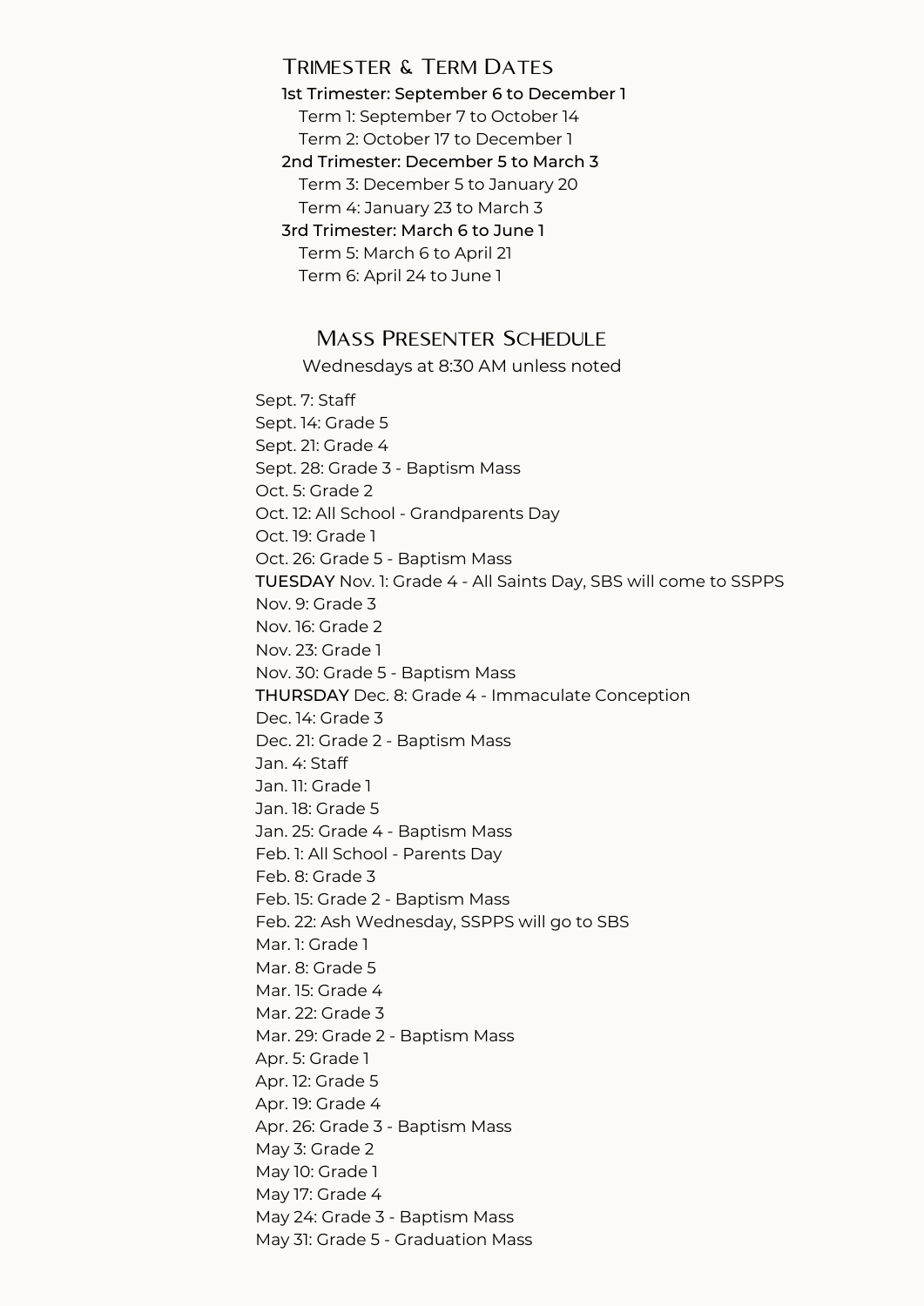## Trimester & Term Dates

**1st Trimester: September 6 to December 1**
- Term 1: September 7 to October 14
- Term 2: October 17 to December 1

**2nd Trimester: December 5 to March 3**
- Term 3: December 5 to January 20
- Term 4: January 23 to March 3

**3rd Trimester: March 6 to June 1**
- Term 5: March 6 to April 21
- Term 6: April 24 to June 1

## Mass Presenter Schedule

Wednesdays at 8:30 AM unless noted

Sept. 7: Staff
Sept. 14: Grade 5
Sept. 21: Grade 4
Sept. 28: Grade 3 - Baptism Mass
Oct. 5: Grade 2
Oct. 12: All School - Grandparents Day
Oct. 19: Grade 1
Oct. 26: Grade 5 - Baptism Mass
TUESDAY Nov. 1: Grade 4 - All Saints Day, SBS will come to SSPPS
Nov. 9: Grade 3
Nov. 16: Grade 2
Nov. 23: Grade 1
Nov. 30: Grade 5 - Baptism Mass
THURSDAY Dec. 8: Grade 4 - Immaculate Conception
Dec. 14: Grade 3
Dec. 21: Grade 2 - Baptism Mass
Jan. 4: Staff
Jan. 11: Grade 1
Jan. 18: Grade 5
Jan. 25: Grade 4 - Baptism Mass
Feb. 1: All School - Parents Day
Feb. 8: Grade 3
Feb. 15: Grade 2 - Baptism Mass
Feb. 22: Ash Wednesday, SSPPS will go to SBS
Mar. 1: Grade 1
Mar. 8: Grade 5
Mar. 15: Grade 4
Mar. 22: Grade 3
Mar. 29: Grade 2 - Baptism Mass
Apr. 5: Grade 1
Apr. 12: Grade 5
Apr. 19: Grade 4
Apr. 26: Grade 3 - Baptism Mass
May 3: Grade 2
May 10: Grade 1
May 17: Grade 4
May 24: Grade 3 - Baptism Mass
May 31: Grade 5 - Graduation Mass